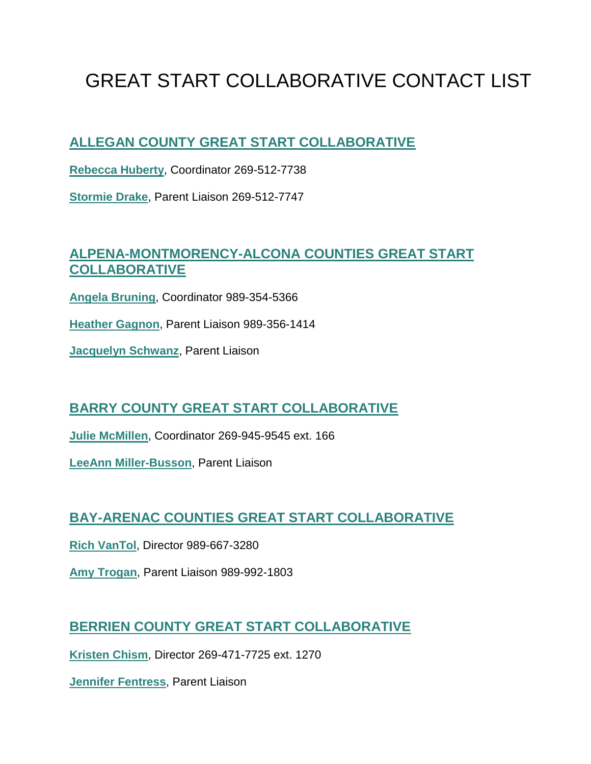# GREAT START COLLABORATIVE CONTACT LIST

## ALLEGAN COUNTY GREAT START COLLABORATIVE

**Rebecca Huberty**, Coordinator 269-512-7738

**Stormie Drake**, Parent Liaison 269-512-7747

## ALPENA-MONTMORENCY-ALCONA COUNTIES GREAT START COLLABORATIVE

**Angela Bruning**, Coordinator 989-354-5366

**Heather Gagnon**, Parent Liaison 989-356-1414

**Jacquelyn Schwanz**, Parent Liaison

## BARRY COUNTY GREAT START COLLABORATIVE

**Julie McMillen**, Coordinator 269-945-9545 ext. 166

**LeeAnn Miller-Busson**, Parent Liaison

## BAY-ARENAC COUNTIES GREAT START COLLABORATIVE

**Rich VanTol**, Director 989-667-3280

**Amy Trogan**, Parent Liaison 989-992-1803

## BERRIEN COUNTY GREAT START COLLABORATIVE

**Kristen Chism**, Director 269-471-7725 ext. 1270

**Jennifer Fentress**, Parent Liaison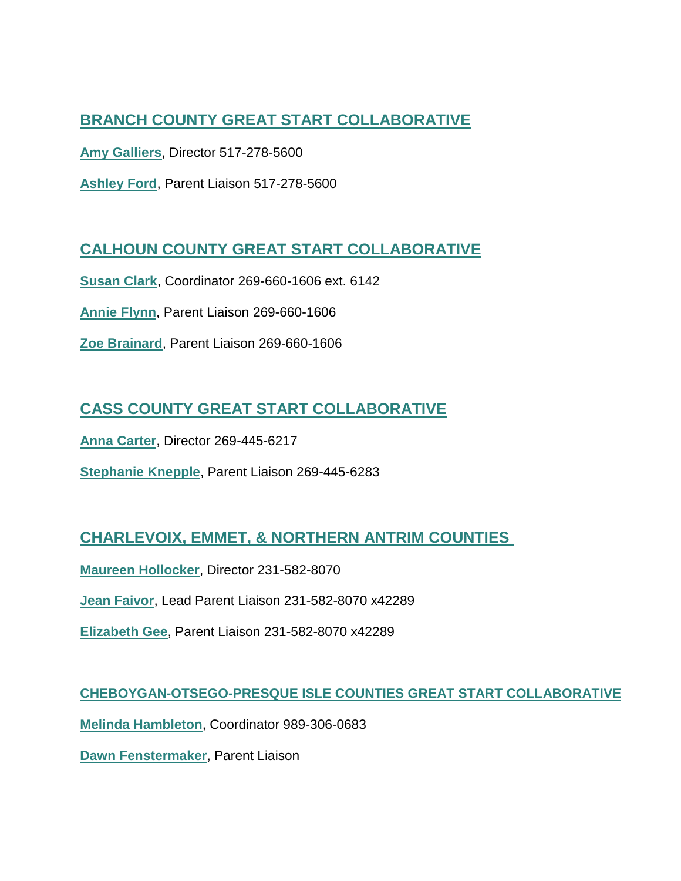## BRANCH COUNTY GREAT START COLLABORATIVE

**Amy Galliers**, Director 517-278-5600

**Ashley Ford**, Parent Liaison 517-278-5600

## CALHOUN COUNTY GREAT START COLLABORATIVE

**Susan Clark**, Coordinator 269-660-1606 ext. 6142

**Annie Flynn**, Parent Liaison 269-660-1606

**Zoe Brainard**, Parent Liaison 269-660-1606

## CASS COUNTY GREAT START COLLABORATIVE

**Anna Carter**, Director 269-445-6217

**Stephanie Knepple**, Parent Liaison 269-445-6283

## CHARLEVOIX, EMMET, & NORTHERN ANTRIM COUNTIES

**Maureen Hollocker**, Director 231-582-8070

**Jean Faivor**, Lead Parent Liaison 231-582-8070 x42289

**Elizabeth Gee**, Parent Liaison 231-582-8070 x42289

## CHEBOYGAN-OTSEGO-PRESQUE ISLE COUNTIES GREAT START COLLABORATIVE

**Melinda Hambleton**, Coordinator 989-306-0683

**Dawn Fenstermaker**, Parent Liaison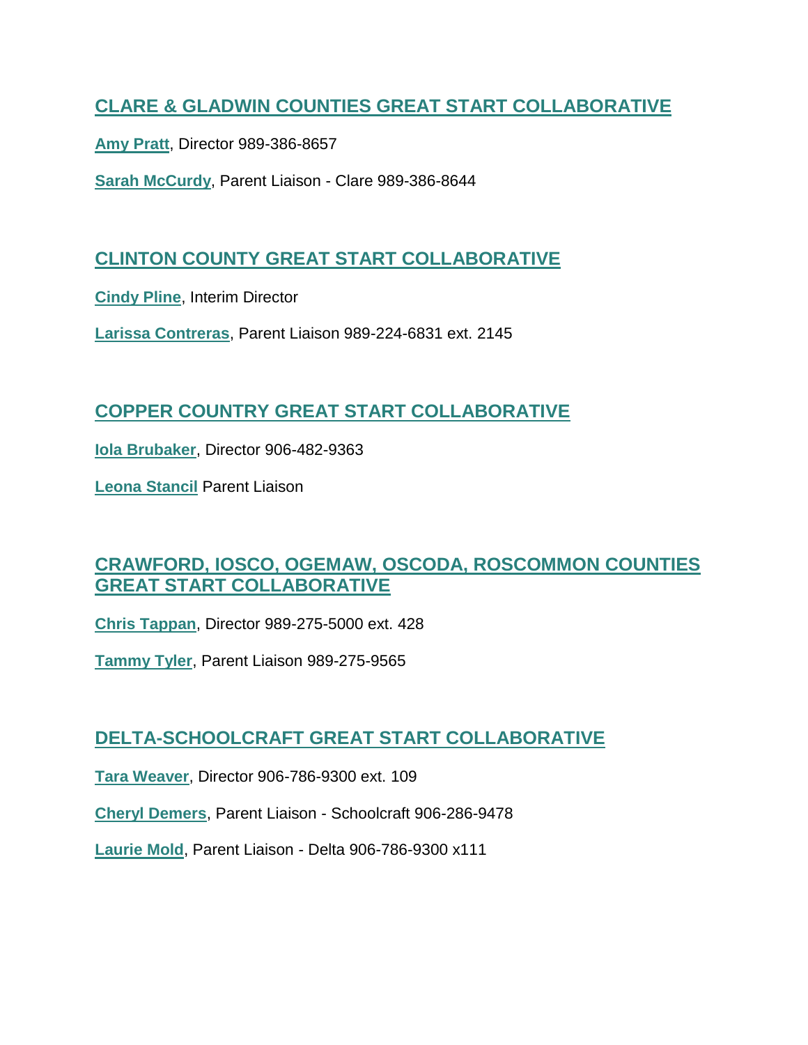## CLARE & GLADWIN COUNTIES GREAT START COLLABORATIVE

**Amy Pratt**, Director 989-386-8657

**Sarah McCurdy**, Parent Liaison - Clare 989-386-8644

## CLINTON COUNTY GREAT START COLLABORATIVE

**Cindy Pline**, Interim Director

**Larissa Contreras**, Parent Liaison 989-224-6831 ext. 2145

## COPPER COUNTRY GREAT START COLLABORATIVE

**Iola Brubaker**, Director 906-482-9363

**Leona Stancil** Parent Liaison

## CRAWFORD, IOSCO, OGEMAW, OSCODA, ROSCOMMON COUNTIES GREAT START COLLABORATIVE

**Chris Tappan**, Director 989-275-5000 ext. 428

**Tammy Tyler**, Parent Liaison 989-275-9565

## DELTA-SCHOOLCRAFT GREAT START COLLABORATIVE

**Tara Weaver**, Director 906-786-9300 ext. 109

**Cheryl Demers**, Parent Liaison - Schoolcraft 906-286-9478

**Laurie Mold**, Parent Liaison - Delta 906-786-9300 x111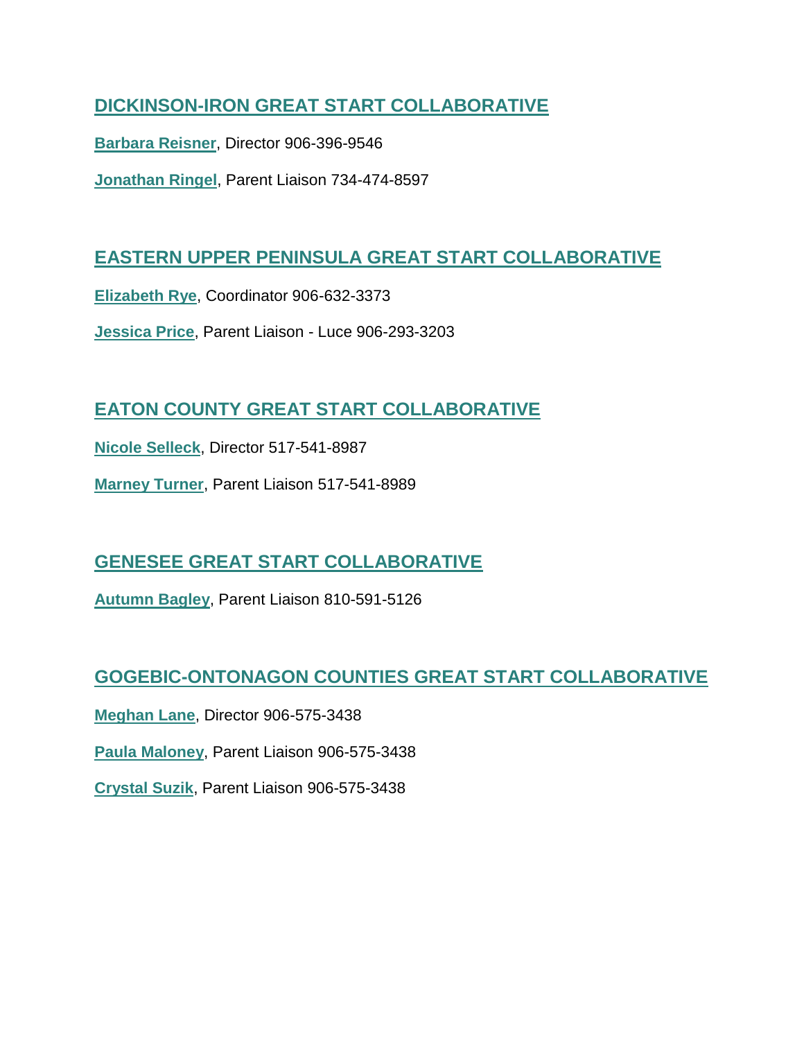## DICKINSON-IRON GREAT START COLLABORATIVE

**Barbara Reisner**, Director 906-396-9546

**Jonathan Ringel**, Parent Liaison 734-474-8597

## EASTERN UPPER PENINSULA GREAT START COLLABORATIVE

**Elizabeth Rye**, Coordinator 906-632-3373

**Jessica Price**, Parent Liaison - Luce 906-293-3203

## EATON COUNTY GREAT START COLLABORATIVE

**Nicole Selleck**, Director 517-541-8987

**Marney Turner**, Parent Liaison 517-541-8989

## GENESEE GREAT START COLLABORATIVE

**Autumn Bagley**, Parent Liaison 810-591-5126

## GOGEBIC-ONTONAGON COUNTIES GREAT START COLLABORATIVE

**Meghan Lane**, Director 906-575-3438

**Paula Maloney**, Parent Liaison 906-575-3438

**Crystal Suzik**, Parent Liaison 906-575-3438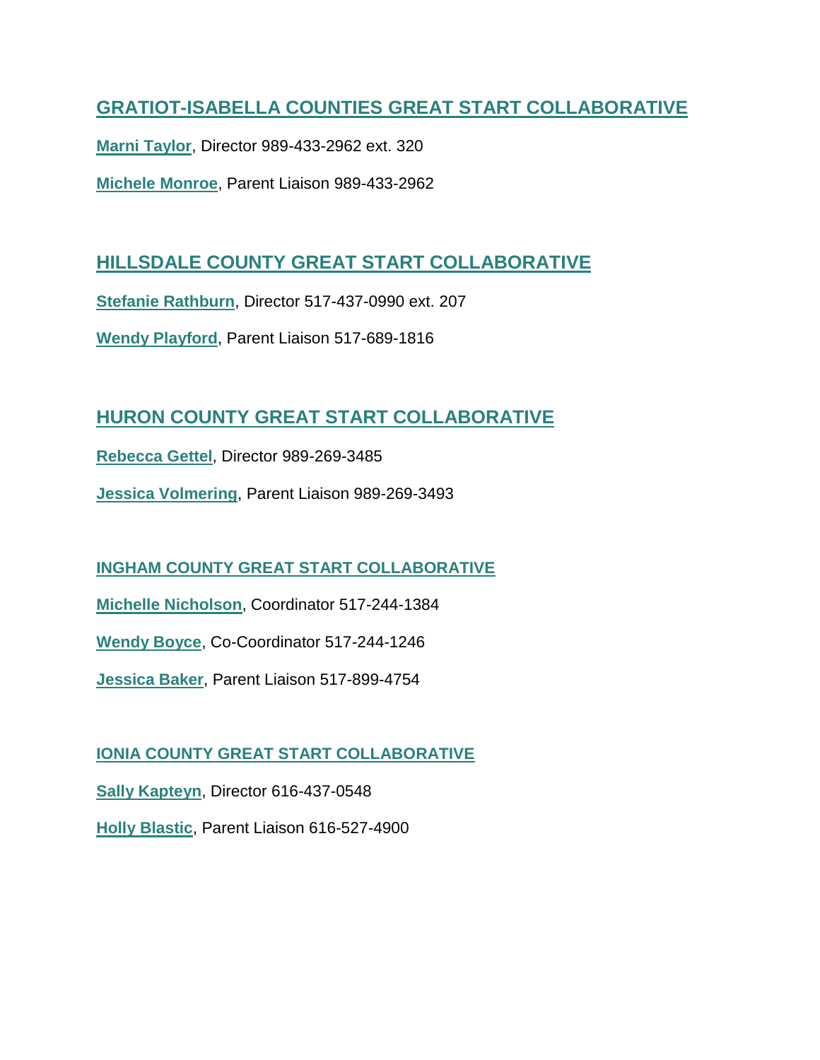## GRATIOT-ISABELLA COUNTIES GREAT START COLLABORATIVE

**Marni Taylor**, Director 989-433-2962 ext. 320

**Michele Monroe**, Parent Liaison 989-433-2962

## HILLSDALE COUNTY GREAT START COLLABORATIVE

**Stefanie Rathburn**, Director 517-437-0990 ext. 207

**Wendy Playford**, Parent Liaison 517-689-1816

## HURON COUNTY GREAT START COLLABORATIVE

**Rebecca Gettel**, Director 989-269-3485

**Jessica Volmering**, Parent Liaison 989-269-3493

### INGHAM COUNTY GREAT START COLLABORATIVE

**Michelle Nicholson**, Coordinator 517-244-1384

**Wendy Boyce**, Co-Coordinator 517-244-1246

**Jessica Baker**, Parent Liaison 517-899-4754

### IONIA COUNTY GREAT START COLLABORATIVE

**Sally Kapteyn**, Director 616-437-0548

**Holly Blastic**, Parent Liaison 616-527-4900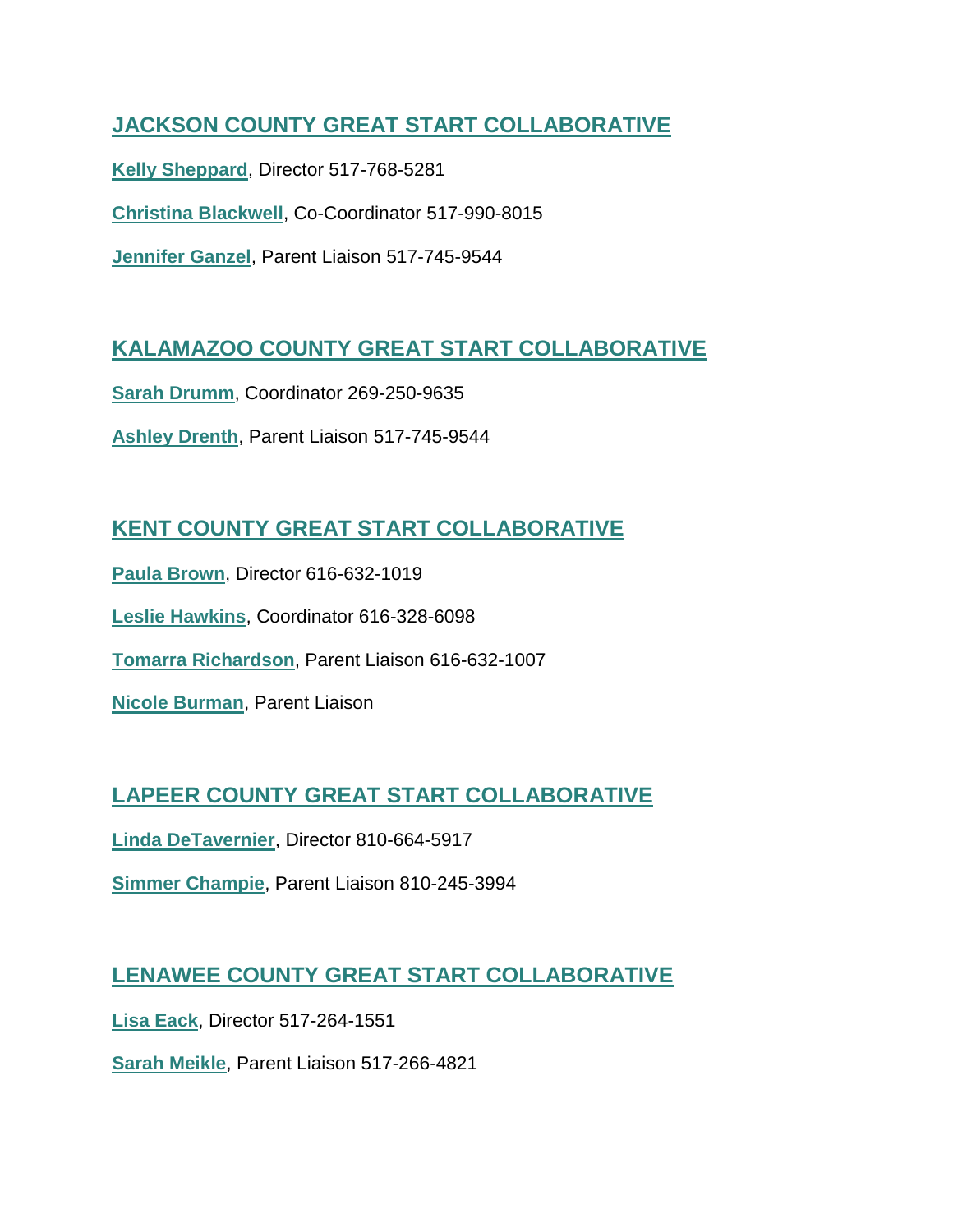## JACKSON COUNTY GREAT START COLLABORATIVE

**Kelly Sheppard**, Director 517-768-5281

**Christina Blackwell**, Co-Coordinator 517-990-8015

**Jennifer Ganzel**, Parent Liaison 517-745-9544

## KALAMAZOO COUNTY GREAT START COLLABORATIVE

**Sarah Drumm**, Coordinator 269-250-9635

**Ashley Drenth**, Parent Liaison 517-745-9544

## KENT COUNTY GREAT START COLLABORATIVE

**Paula Brown**, Director 616-632-1019

**Leslie Hawkins**, Coordinator 616-328-6098

**Tomarra Richardson**, Parent Liaison 616-632-1007

**Nicole Burman**, Parent Liaison

## LAPEER COUNTY GREAT START COLLABORATIVE

**Linda DeTavernier**, Director 810-664-5917

**Simmer Champie**, Parent Liaison 810-245-3994

## LENAWEE COUNTY GREAT START COLLABORATIVE

**Lisa Eack**, Director 517-264-1551

**Sarah Meikle**, Parent Liaison 517-266-4821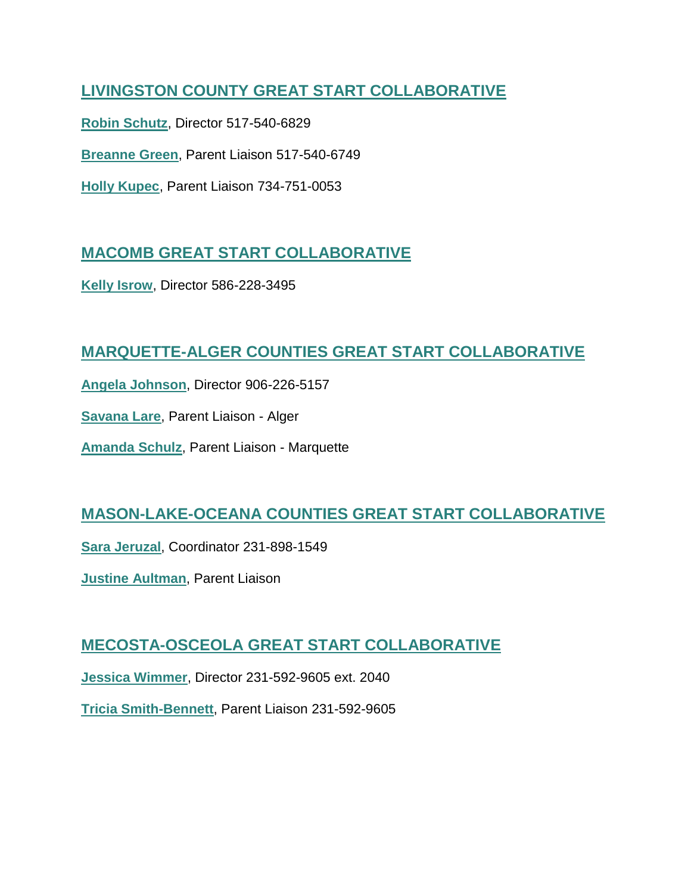## LIVINGSTON COUNTY GREAT START COLLABORATIVE

**Robin Schutz**, Director 517-540-6829

**Breanne Green**, Parent Liaison 517-540-6749

**Holly Kupec**, Parent Liaison 734-751-0053

## MACOMB GREAT START COLLABORATIVE

**Kelly Isrow**, Director 586-228-3495

## MARQUETTE-ALGER COUNTIES GREAT START COLLABORATIVE

**Angela Johnson**, Director 906-226-5157

**Savana Lare**, Parent Liaison - Alger

**Amanda Schulz**, Parent Liaison - Marquette

## MASON-LAKE-OCEANA COUNTIES GREAT START COLLABORATIVE

**Sara Jeruzal**, Coordinator 231-898-1549

**Justine Aultman**, Parent Liaison

## MECOSTA-OSCEOLA GREAT START COLLABORATIVE

**Jessica Wimmer**, Director 231-592-9605 ext. 2040

**Tricia Smith-Bennett**, Parent Liaison 231-592-9605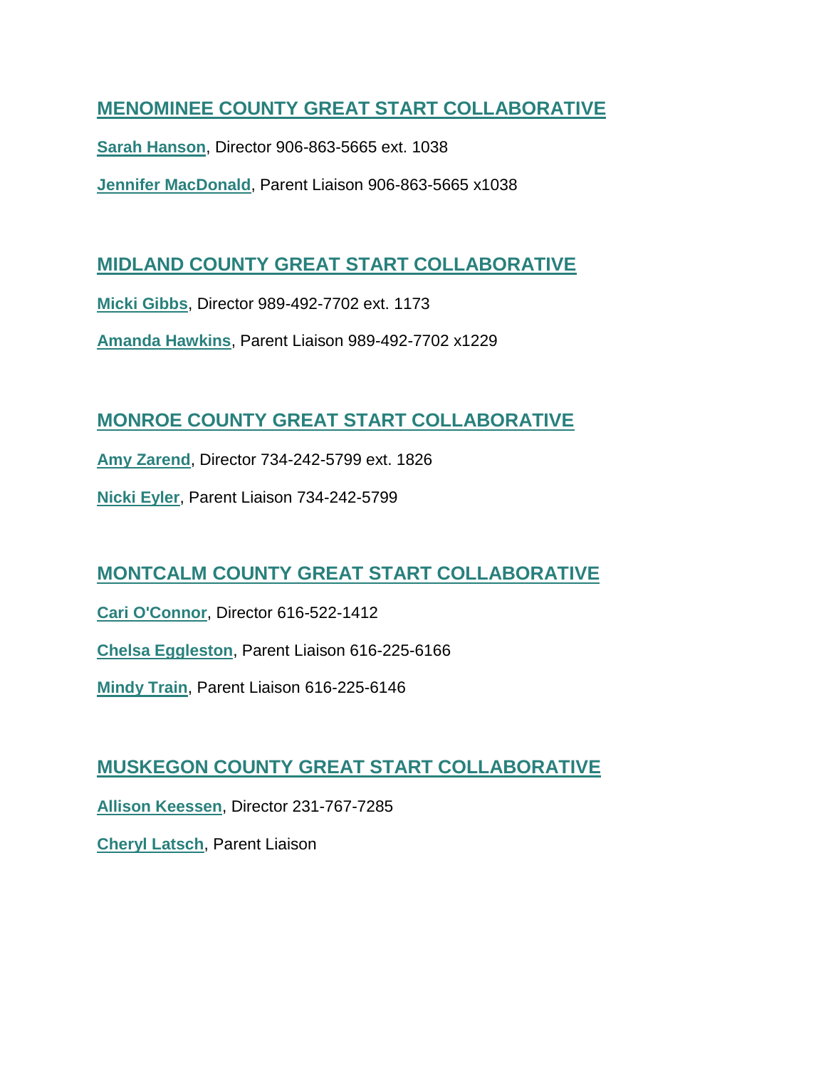## MENOMINEE COUNTY GREAT START COLLABORATIVE

**Sarah Hanson**, Director 906-863-5665 ext. 1038

**Jennifer MacDonald**, Parent Liaison 906-863-5665 x1038

## MIDLAND COUNTY GREAT START COLLABORATIVE

**Micki Gibbs**, Director 989-492-7702 ext. 1173

**Amanda Hawkins**, Parent Liaison 989-492-7702 x1229

## MONROE COUNTY GREAT START COLLABORATIVE

**Amy Zarend**, Director 734-242-5799 ext. 1826

**Nicki Eyler**, Parent Liaison 734-242-5799

## MONTCALM COUNTY GREAT START COLLABORATIVE

**Cari O'Connor**, Director 616-522-1412

**Chelsa Eggleston**, Parent Liaison 616-225-6166

**Mindy Train**, Parent Liaison 616-225-6146

## MUSKEGON COUNTY GREAT START COLLABORATIVE

**Allison Keessen**, Director 231-767-7285

**Cheryl Latsch**, Parent Liaison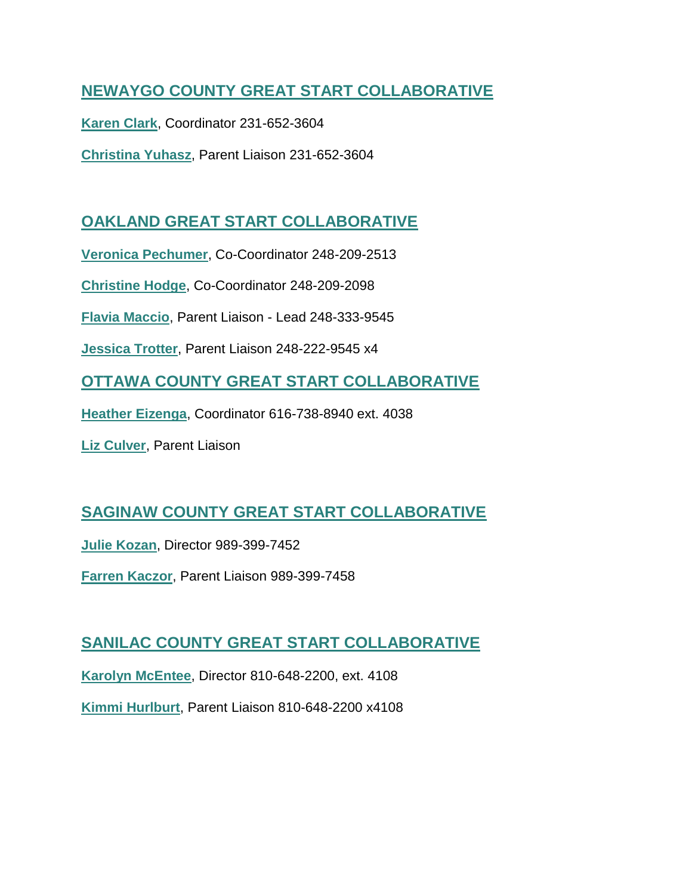## NEWAYGO COUNTY GREAT START COLLABORATIVE

**Karen Clark**, Coordinator 231-652-3604

**Christina Yuhasz**, Parent Liaison 231-652-3604

## OAKLAND GREAT START COLLABORATIVE

**Veronica Pechumer**, Co-Coordinator 248-209-2513

**Christine Hodge**, Co-Coordinator 248-209-2098

**Flavia Maccio**, Parent Liaison - Lead 248-333-9545

**Jessica Trotter**, Parent Liaison 248-222-9545 x4

## OTTAWA COUNTY GREAT START COLLABORATIVE

**Heather Eizenga**, Coordinator 616-738-8940 ext. 4038

**Liz Culver**, Parent Liaison

## SAGINAW COUNTY GREAT START COLLABORATIVE

**Julie Kozan**, Director 989-399-7452

**Farren Kaczor**, Parent Liaison 989-399-7458

## SANILAC COUNTY GREAT START COLLABORATIVE

**Karolyn McEntee**, Director 810-648-2200, ext. 4108

**Kimmi Hurlburt**, Parent Liaison 810-648-2200 x4108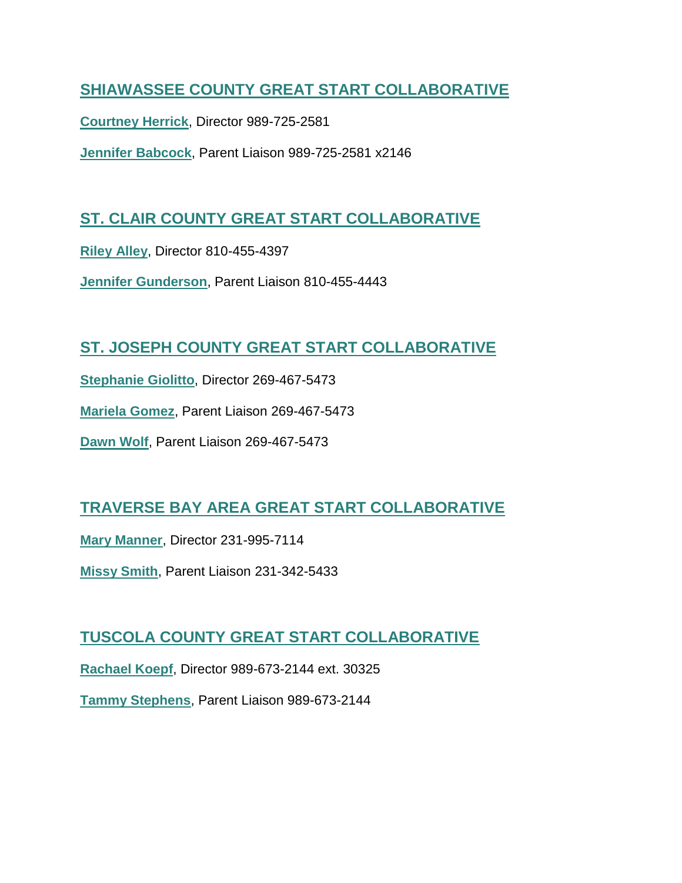## SHIAWASSEE COUNTY GREAT START COLLABORATIVE

**Courtney Herrick**, Director 989-725-2581

**Jennifer Babcock**, Parent Liaison 989-725-2581 x2146

## ST. CLAIR COUNTY GREAT START COLLABORATIVE

**Riley Alley**, Director 810-455-4397

**Jennifer Gunderson**, Parent Liaison 810-455-4443

## ST. JOSEPH COUNTY GREAT START COLLABORATIVE

**Stephanie Giolitto**, Director 269-467-5473

**Mariela Gomez**, Parent Liaison 269-467-5473

**Dawn Wolf**, Parent Liaison 269-467-5473

## TRAVERSE BAY AREA GREAT START COLLABORATIVE

**Mary Manner**, Director 231-995-7114

**Missy Smith**, Parent Liaison 231-342-5433

## TUSCOLA COUNTY GREAT START COLLABORATIVE

**Rachael Koepf**, Director 989-673-2144 ext. 30325

**Tammy Stephens**, Parent Liaison 989-673-2144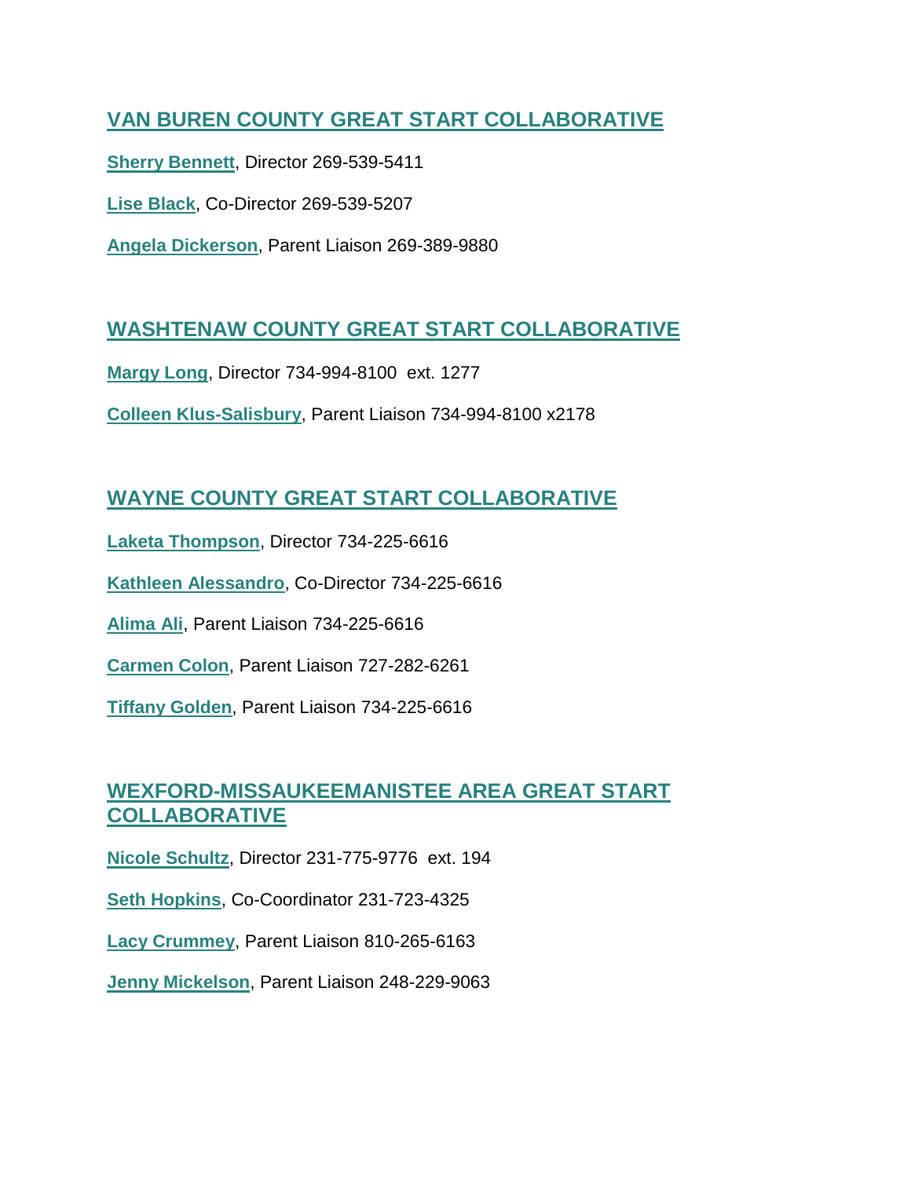## VAN BUREN COUNTY GREAT START COLLABORATIVE

**Sherry Bennett**, Director 269-539-5411

**Lise Black**, Co-Director 269-539-5207

**Angela Dickerson**, Parent Liaison 269-389-9880

## WASHTENAW COUNTY GREAT START COLLABORATIVE

**Margy Long**, Director 734-994-8100 ext. 1277

**Colleen Klus-Salisbury**, Parent Liaison 734-994-8100 x2178

## WAYNE COUNTY GREAT START COLLABORATIVE

**Laketa Thompson**, Director 734-225-6616

**Kathleen Alessandro**, Co-Director 734-225-6616

**Alima Ali**, Parent Liaison 734-225-6616

**Carmen Colon**, Parent Liaison 727-282-6261

**Tiffany Golden**, Parent Liaison 734-225-6616

## WEXFORD-MISSAUKEEMANISTEE AREA GREAT START COLLABORATIVE

**Nicole Schultz**, Director 231-775-9776 ext. 194

**Seth Hopkins**, Co-Coordinator 231-723-4325

**Lacy Crummey**, Parent Liaison 810-265-6163

**Jenny Mickelson**, Parent Liaison 248-229-9063